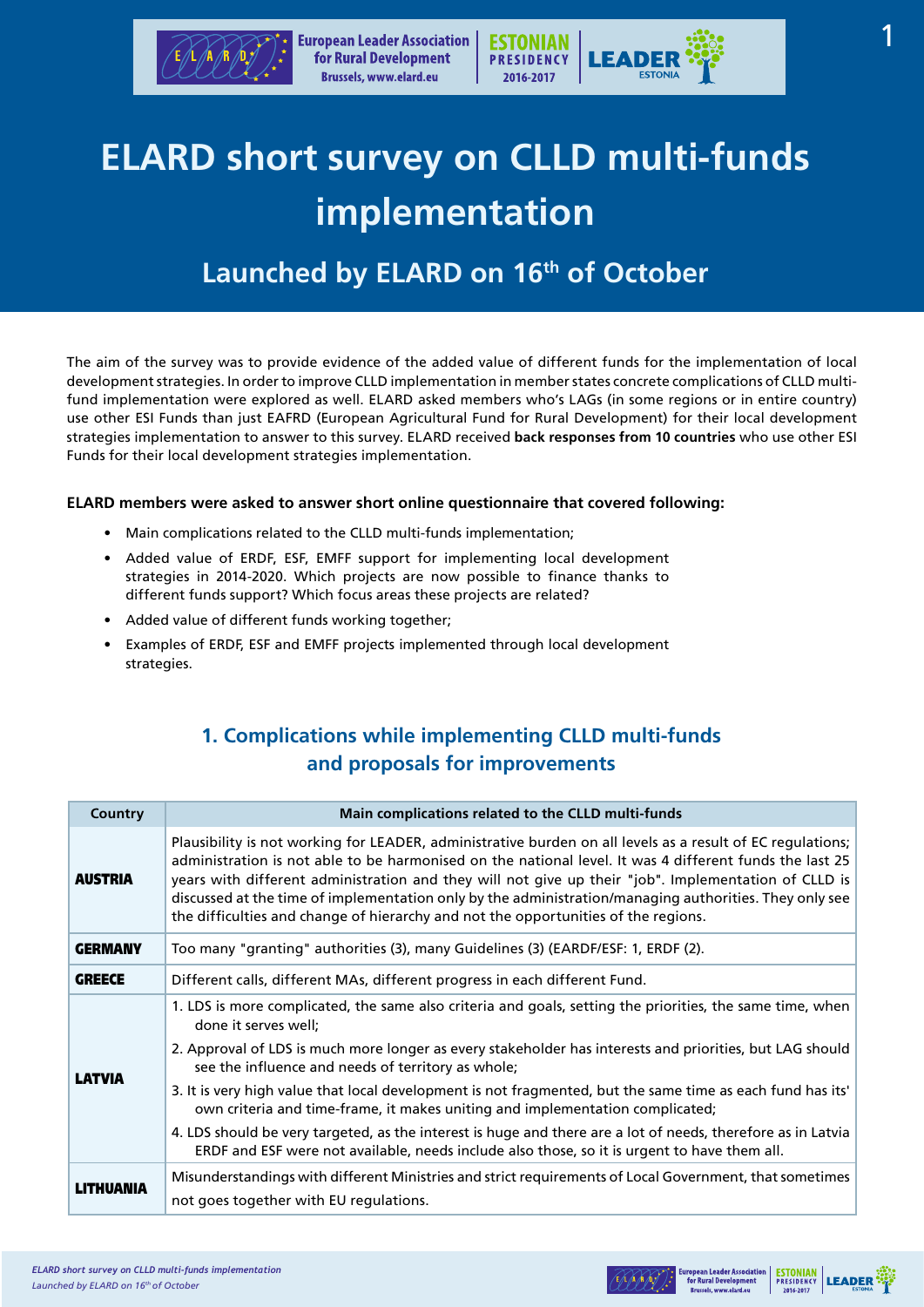# ELARD short survey on CLLD multi-funds implementation

## Launched by ELARD on 16th of October

The aim of the survey was to provide evidence of the added value of different funds for the implementation of local development strategies. In order to improve CLLD implementation in member states concrete complications of CLLD multi-fund implementation were explored as well. ELARD asked members who's LAGs (in some regions or in entire country) use other ESI Funds than just EAFRD (European Agricultural Fund for Rural Development) for their local development strategies implementation to answer to this survey. ELARD received **back responses from 10 countries** who use other ESI Funds for their local development strategies implementation.

**ELARD members were asked to answer short online questionnaire that covered following:**

- Main complications related to the CLLD multi-funds implementation;
- Added value of ERDF, ESF, EMFF support for implementing local development strategies in 2014-2020. Which projects are now possible to finance thanks to different funds support? Which focus areas these projects are related?
- Added value of different funds working together;
- Examples of ERDF, ESF and EMFF projects implemented through local development strategies.

### 1. Complications while implementing CLLD multi-funds and proposals for improvements

| Country | Main complications related to the CLLD multi-funds |
| --- | --- |
| **AUSTRIA** | Plausibility is not working for LEADER, administrative burden on all levels as a result of EC regulations; administration is not able to be harmonised on the national level. It was 4 different funds the last 25 years with different administration and they will not give up their "job". Implementation of CLLD is discussed at the time of implementation only by the administration/managing authorities. They only see the difficulties and change of hierarchy and not the opportunities of the regions. |
| **GERMANY** | Too many "granting" authorities (3), many Guidelines (3) (EARDF/ESF: 1, ERDF (2). |
| **GREECE** | Different calls, different MAs, different progress in each different Fund. |
| **LATVIA** | 1. LDS is more complicated, the same also criteria and goals, setting the priorities, the same time, when done it serves well;<br>2. Approval of LDS is much more longer as every stakeholder has interests and priorities, but LAG should see the influence and needs of territory as whole;<br>3. It is very high value that local development is not fragmented, but the same time as each fund has its' own criteria and time-frame, it makes uniting and implementation complicated;<br>4. LDS should be very targeted, as the interest is huge and there are a lot of needs, therefore as in Latvia ERDF and ESF were not available, needs include also those, so it is urgent to have them all. |
| **LITHUANIA** | Misunderstandings with different Ministries and strict requirements of Local Government, that sometimes not goes together with EU regulations. |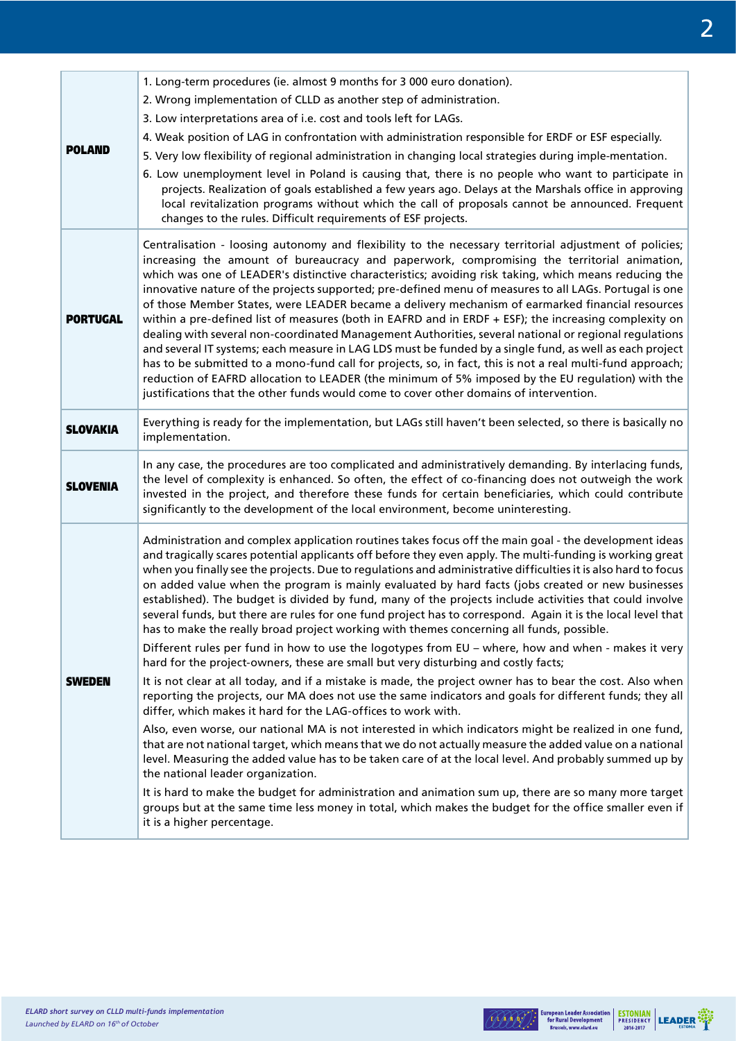| | |
|---|---|
| **POLAND** | 1. Long-term procedures (ie. almost 9 months for 3 000 euro donation).<br>2. Wrong implementation of CLLD as another step of administration.<br>3. Low interpretations area of i.e. cost and tools left for LAGs.<br>4. Weak position of LAG in confrontation with administration responsible for ERDF or ESF especially.<br>5. Very low flexibility of regional administration in changing local strategies during imple-mentation.<br>6. Low unemployment level in Poland is causing that, there is no people who want to participate in projects. Realization of goals established a few years ago. Delays at the Marshals office in approving local revitalization programs without which the call of proposals cannot be announced. Frequent changes to the rules. Difficult requirements of ESF projects. |
| **PORTUGAL** | Centralisation - loosing autonomy and flexibility to the necessary territorial adjustment of policies; increasing the amount of bureaucracy and paperwork, compromising the territorial animation, which was one of LEADER's distinctive characteristics; avoiding risk taking, which means reducing the innovative nature of the projects supported; pre-defined menu of measures to all LAGs. Portugal is one of those Member States, were LEADER became a delivery mechanism of earmarked financial resources within a pre-defined list of measures (both in EAFRD and in ERDF + ESF); the increasing complexity on dealing with several non-coordinated Management Authorities, several national or regional regulations and several IT systems; each measure in LAG LDS must be funded by a single fund, as well as each project has to be submitted to a mono-fund call for projects, so, in fact, this is not a real multi-fund approach; reduction of EAFRD allocation to LEADER (the minimum of 5% imposed by the EU regulation) with the justifications that the other funds would come to cover other domains of intervention. |
| **SLOVAKIA** | Everything is ready for the implementation, but LAGs still haven't been selected, so there is basically no implementation. |
| **SLOVENIA** | In any case, the procedures are too complicated and administratively demanding. By interlacing funds, the level of complexity is enhanced. So often, the effect of co-financing does not outweigh the work invested in the project, and therefore these funds for certain beneficiaries, which could contribute significantly to the development of the local environment, become uninteresting. |
| **SWEDEN** | Administration and complex application routines takes focus off the main goal - the development ideas and tragically scares potential applicants off before they even apply. The multi-funding is working great when you finally see the projects. Due to regulations and administrative difficulties it is also hard to focus on added value when the program is mainly evaluated by hard facts (jobs created or new businesses established). The budget is divided by fund, many of the projects include activities that could involve several funds, but there are rules for one fund project has to correspond. Again it is the local level that has to make the really broad project working with themes concerning all funds, possible.<br>Different rules per fund in how to use the logotypes from EU – where, how and when - makes it very hard for the project-owners, these are small but very disturbing and costly facts;<br>It is not clear at all today, and if a mistake is made, the project owner has to bear the cost. Also when reporting the projects, our MA does not use the same indicators and goals for different funds; they all differ, which makes it hard for the LAG-offices to work with.<br>Also, even worse, our national MA is not interested in which indicators might be realized in one fund, that are not national target, which means that we do not actually measure the added value on a national level. Measuring the added value has to be taken care of at the local level. And probably summed up by the national leader organization.<br>It is hard to make the budget for administration and animation sum up, there are so many more target groups but at the same time less money in total, which makes the budget for the office smaller even if it is a higher percentage. |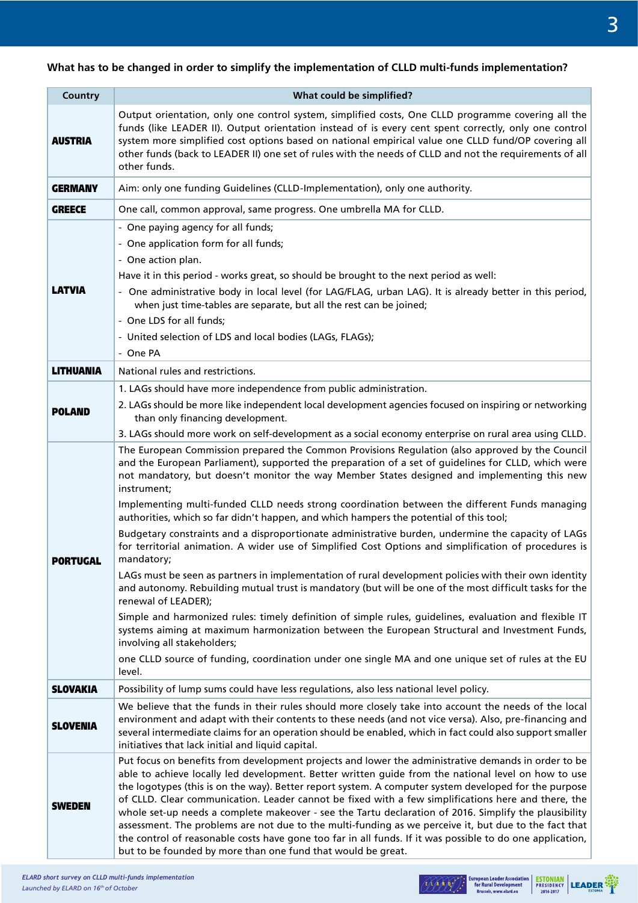**What has to be changed in order to simplify the implementation of CLLD multi-funds implementation?**

| Country | What could be simplified? |
|---|---|
| **AUSTRIA** | Output orientation, only one control system, simplified costs, One CLLD programme covering all the funds (like LEADER II). Output orientation instead of is every cent spent correctly, only one control system more simplified cost options based on national empirical value one CLLD fund/OP covering all other funds (back to LEADER II) one set of rules with the needs of CLLD and not the requirements of all other funds. |
| **GERMANY** | Aim: only one funding Guidelines (CLLD-Implementation), only one authority. |
| **GREECE** | One call, common approval, same progress. One umbrella MA for CLLD. |
| **LATVIA** | - One paying agency for all funds;<br>- One application form for all funds;<br>- One action plan.<br>Have it in this period - works great, so should be brought to the next period as well:<br>- One administrative body in local level (for LAG/FLAG, urban LAG). It is already better in this period, when just time-tables are separate, but all the rest can be joined;<br>- One LDS for all funds;<br>- United selection of LDS and local bodies (LAGs, FLAGs);<br>- One PA |
| **LITHUANIA** | National rules and restrictions. |
| **POLAND** | 1. LAGs should have more independence from public administration.<br>2. LAGs should be more like independent local development agencies focused on inspiring or networking than only financing development.<br>3. LAGs should more work on self-development as a social economy enterprise on rural area using CLLD. |
| **PORTUGAL** | The European Commission prepared the Common Provisions Regulation (also approved by the Council and the European Parliament), supported the preparation of a set of guidelines for CLLD, which were not mandatory, but doesn't monitor the way Member States designed and implementing this new instrument;<br>Implementing multi-funded CLLD needs strong coordination between the different Funds managing authorities, which so far didn't happen, and which hampers the potential of this tool;<br>Budgetary constraints and a disproportionate administrative burden, undermine the capacity of LAGs for territorial animation. A wider use of Simplified Cost Options and simplification of procedures is mandatory;<br>LAGs must be seen as partners in implementation of rural development policies with their own identity and autonomy. Rebuilding mutual trust is mandatory (but will be one of the most difficult tasks for the renewal of LEADER);<br>Simple and harmonized rules: timely definition of simple rules, guidelines, evaluation and flexible IT systems aiming at maximum harmonization between the European Structural and Investment Funds, involving all stakeholders;<br>one CLLD source of funding, coordination under one single MA and one unique set of rules at the EU level. |
| **SLOVAKIA** | Possibility of lump sums could have less regulations, also less national level policy. |
| **SLOVENIA** | We believe that the funds in their rules should more closely take into account the needs of the local environment and adapt with their contents to these needs (and not vice versa). Also, pre-financing and several intermediate claims for an operation should be enabled, which in fact could also support smaller initiatives that lack initial and liquid capital. |
| **SWEDEN** | Put focus on benefits from development projects and lower the administrative demands in order to be able to achieve locally led development. Better written guide from the national level on how to use the logotypes (this is on the way). Better report system. A computer system developed for the purpose of CLLD. Clear communication. Leader cannot be fixed with a few simplifications here and there, the whole set-up needs a complete makeover - see the Tartu declaration of 2016. Simplify the plausibility assessment. The problems are not due to the multi-funding as we perceive it, but due to the fact that the control of reasonable costs have gone too far in all funds. If it was possible to do one application, but to be founded by more than one fund that would be great. |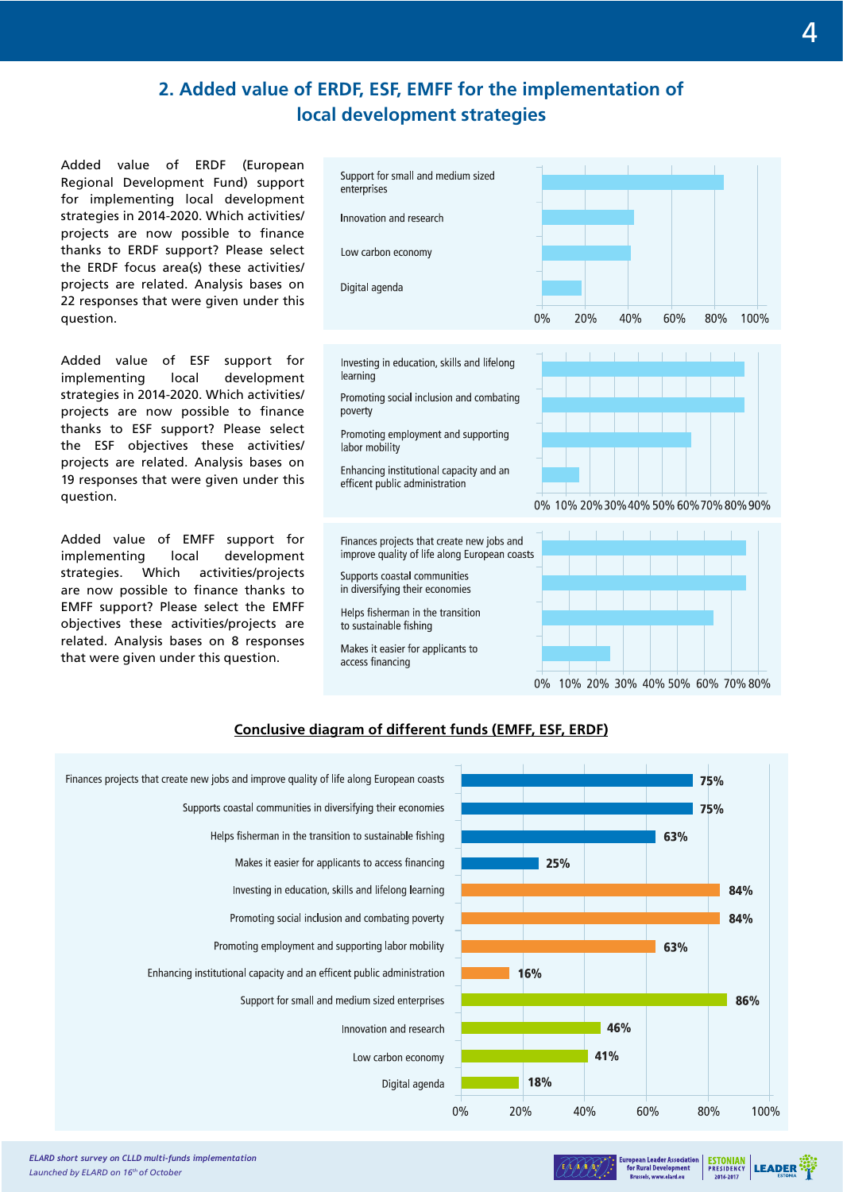## 2. Added value of ERDF, ESF, EMFF for the implementation of local development strategies

Added value of ERDF (European Regional Development Fund) support for implementing local development strategies in 2014-2020. Which activities/projects are now possible to finance thanks to ERDF support? Please select the ERDF focus area(s) these activities/projects are related. Analysis bases on 22 responses that were given under this question.

| ERDF focus area |
|---|
| Support for small and medium sized enterprises |
| Innovation and research |
| Low carbon economy |
| Digital agenda |

Added value of ESF support for implementing local development strategies in 2014-2020. Which activities/projects are now possible to finance thanks to ESF support? Please select the ESF objectives these activities/projects are related. Analysis bases on 19 responses that were given under this question.

| ESF objective |
|---|
| Investing in education, skills and lifelong learning |
| Promoting social inclusion and combating poverty |
| Promoting employment and supporting labor mobility |
| Enhancing institutional capacity and an efficent public administration |

Added value of EMFF support for implementing local development strategies. Which activities/projects are now possible to finance thanks to EMFF support? Please select the EMFF objectives these activities/projects are related. Analysis bases on 8 responses that were given under this question.

| EMFF objective |
|---|
| Finances projects that create new jobs and improve quality of life along European coasts |
| Supports coastal communities in diversifying their economies |
| Helps fisherman in the transition to sustainable fishing |
| Makes it easier for applicants to access financing |

### Conclusive diagram of different funds (EMFF, ESF, ERDF)

| Activity | Share |
|---|---|
| Finances projects that create new jobs and improve quality of life along European coasts | 75% |
| Supports coastal communities in diversifying their economies | 75% |
| Helps fisherman in the transition to sustainable fishing | 63% |
| Makes it easier for applicants to access financing | 25% |
| Investing in education, skills and lifelong learning | 84% |
| Promoting social inclusion and combating poverty | 84% |
| Promoting employment and supporting labor mobility | 63% |
| Enhancing institutional capacity and an efficent public administration | 16% |
| Support for small and medium sized enterprises | 86% |
| Innovation and research | 46% |
| Low carbon economy | 41% |
| Digital agenda | 18% |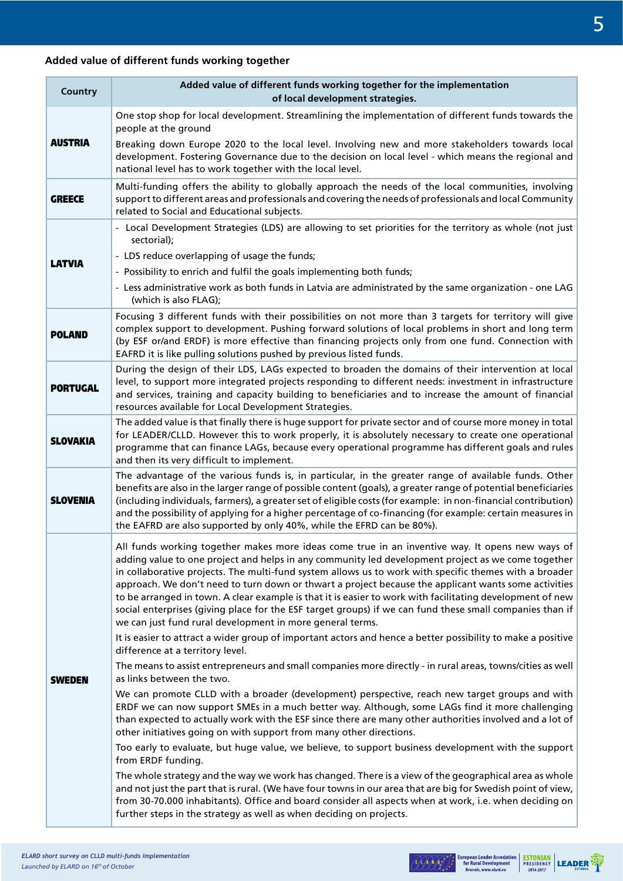### Added value of different funds working together

| Country | Added value of different funds working together for the implementation of local development strategies. |
|---|---|
| **AUSTRIA** | One stop shop for local development. Streamlining the implementation of different funds towards the people at the ground<br><br>Breaking down Europe 2020 to the local level. Involving new and more stakeholders towards local development. Fostering Governance due to the decision on local level - which means the regional and national level has to work together with the local level. |
| **GREECE** | Multi-funding offers the ability to globally approach the needs of the local communities, involving support to different areas and professionals and covering the needs of professionals and local Community related to Social and Educational subjects. |
| **LATVIA** | - Local Development Strategies (LDS) are allowing to set priorities for the territory as whole (not just sectorial);<br>- LDS reduce overlapping of usage the funds;<br>- Possibility to enrich and fulfil the goals implementing both funds;<br>- Less administrative work as both funds in Latvia are administrated by the same organization - one LAG (which is also FLAG); |
| **POLAND** | Focusing 3 different funds with their possibilities on not more than 3 targets for territory will give complex support to development. Pushing forward solutions of local problems in short and long term (by ESF or/and ERDF) is more effective than financing projects only from one fund. Connection with EAFRD it is like pulling solutions pushed by previous listed funds. |
| **PORTUGAL** | During the design of their LDS, LAGs expected to broaden the domains of their intervention at local level, to support more integrated projects responding to different needs: investment in infrastructure and services, training and capacity building to beneficiaries and to increase the amount of financial resources available for Local Development Strategies. |
| **SLOVAKIA** | The added value is that finally there is huge support for private sector and of course more money in total for LEADER/CLLD. However this to work properly, it is absolutely necessary to create one operational programme that can finance LAGs, because every operational programme has different goals and rules and then its very difficult to implement. |
| **SLOVENIA** | The advantage of the various funds is, in particular, in the greater range of available funds. Other benefits are also in the larger range of possible content (goals), a greater range of potential beneficiaries (including individuals, farmers), a greater set of eligible costs (for example: in non-financial contribution) and the possibility of applying for a higher percentage of co-financing (for example: certain measures in the EAFRD are also supported by only 40%, while the EFRD can be 80%). |
| **SWEDEN** | All funds working together makes more ideas come true in an inventive way. It opens new ways of adding value to one project and helps in any community led development project as we come together in collaborative projects. The multi-fund system allows us to work with specific themes with a broader approach. We don't need to turn down or thwart a project because the applicant wants some activities to be arranged in town. A clear example is that it is easier to work with facilitating development of new social enterprises (giving place for the ESF target groups) if we can fund these small companies than if we can just fund rural development in more general terms.<br><br>It is easier to attract a wider group of important actors and hence a better possibility to make a positive difference at a territory level.<br><br>The means to assist entrepreneurs and small companies more directly - in rural areas, towns/cities as well as links between the two.<br><br>We can promote CLLD with a broader (development) perspective, reach new target groups and with ERDF we can now support SMEs in a much better way. Although, some LAGs find it more challenging than expected to actually work with the ESF since there are many other authorities involved and a lot of other initiatives going on with support from many other directions.<br><br>Too early to evaluate, but huge value, we believe, to support business development with the support from ERDF funding.<br><br>The whole strategy and the way we work has changed. There is a view of the geographical area as whole and not just the part that is rural. (We have four towns in our area that are big for Swedish point of view, from 30-70.000 inhabitants). Office and board consider all aspects when at work, i.e. when deciding on further steps in the strategy as well as when deciding on projects. |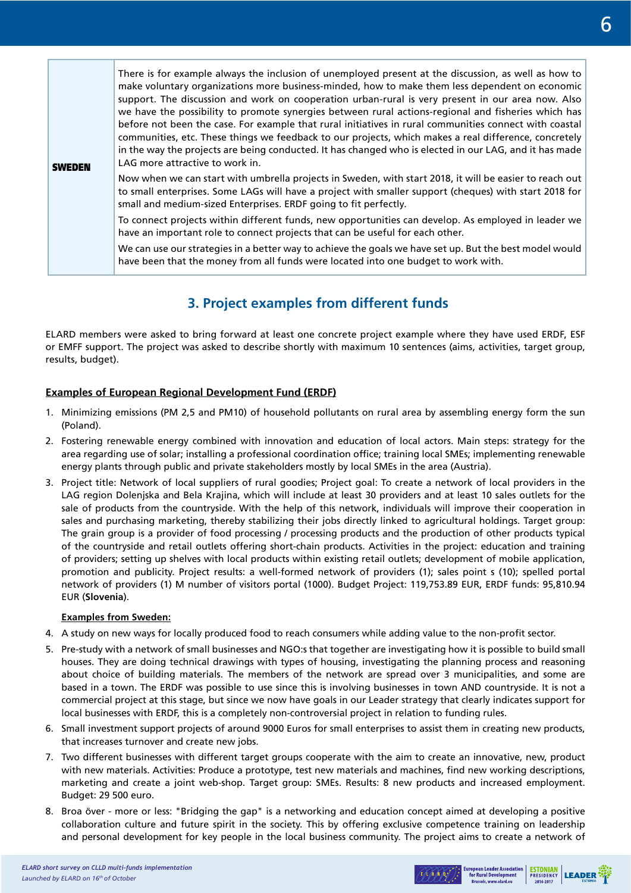| | |
|---|---|
| **SWEDEN** | There is for example always the inclusion of unemployed present at the discussion, as well as how to make voluntary organizations more business-minded, how to make them less dependent on economic support. The discussion and work on cooperation urban-rural is very present in our area now. Also we have the possibility to promote synergies between rural actions-regional and fisheries which has before not been the case. For example that rural initiatives in rural communities connect with coastal communities, etc. These things we feedback to our projects, which makes a real difference, concretely in the way the projects are being conducted. It has changed who is elected in our LAG, and it has made LAG more attractive to work in.<br><br>Now when we can start with umbrella projects in Sweden, with start 2018, it will be easier to reach out to small enterprises. Some LAGs will have a project with smaller support (cheques) with start 2018 for small and medium-sized Enterprises. ERDF going to fit perfectly.<br><br>To connect projects within different funds, new opportunities can develop. As employed in leader we have an important role to connect projects that can be useful for each other.<br><br>We can use our strategies in a better way to achieve the goals we have set up. But the best model would have been that the money from all funds were located into one budget to work with. |

## 3. Project examples from different funds

ELARD members were asked to bring forward at least one concrete project example where they have used ERDF, ESF or EMFF support. The project was asked to describe shortly with maximum 10 sentences (aims, activities, target group, results, budget).

**Examples of European Regional Development Fund (ERDF)**

1. Minimizing emissions (PM 2,5 and PM10) of household pollutants on rural area by assembling energy form the sun (Poland).
2. Fostering renewable energy combined with innovation and education of local actors. Main steps: strategy for the area regarding use of solar; installing a professional coordination office; training local SMEs; implementing renewable energy plants through public and private stakeholders mostly by local SMEs in the area (Austria).
3. Project title: Network of local suppliers of rural goodies; Project goal: To create a network of local providers in the LAG region Dolenjska and Bela Krajina, which will include at least 30 providers and at least 10 sales outlets for the sale of products from the countryside. With the help of this network, individuals will improve their cooperation in sales and purchasing marketing, thereby stabilizing their jobs directly linked to agricultural holdings. Target group: The grain group is a provider of food processing / processing products and the production of other products typical of the countryside and retail outlets offering short-chain products. Activities in the project: education and training of providers; setting up shelves with local products within existing retail outlets; development of mobile application, promotion and publicity. Project results: a well-formed network of providers (1); sales point s (10); spelled portal network of providers (1) M number of visitors portal (1000). Budget Project: 119,753.89 EUR, ERDF funds: 95,810.94 EUR (**Slovenia**).

**Examples from Sweden:**

4. A study on new ways for locally produced food to reach consumers while adding value to the non-profit sector.
5. Pre-study with a network of small businesses and NGO:s that together are investigating how it is possible to build small houses. They are doing technical drawings with types of housing, investigating the planning process and reasoning about choice of building materials. The members of the network are spread over 3 municipalities, and some are based in a town. The ERDF was possible to use since this is involving businesses in town AND countryside. It is not a commercial project at this stage, but since we now have goals in our Leader strategy that clearly indicates support for local businesses with ERDF, this is a completely non-controversial project in relation to funding rules.
6. Small investment support projects of around 9000 Euros for small enterprises to assist them in creating new products, that increases turnover and create new jobs.
7. Two different businesses with different target groups cooperate with the aim to create an innovative, new, product with new materials. Activities: Produce a prototype, test new materials and machines, find new working descriptions, marketing and create a joint web-shop. Target group: SMEs. Results: 8 new products and increased employment. Budget: 29 500 euro.
8. Broa över - more or less: "Bridging the gap" is a networking and education concept aimed at developing a positive collaboration culture and future spirit in the society. This by offering exclusive competence training on leadership and personal development for key people in the local business community. The project aims to create a network of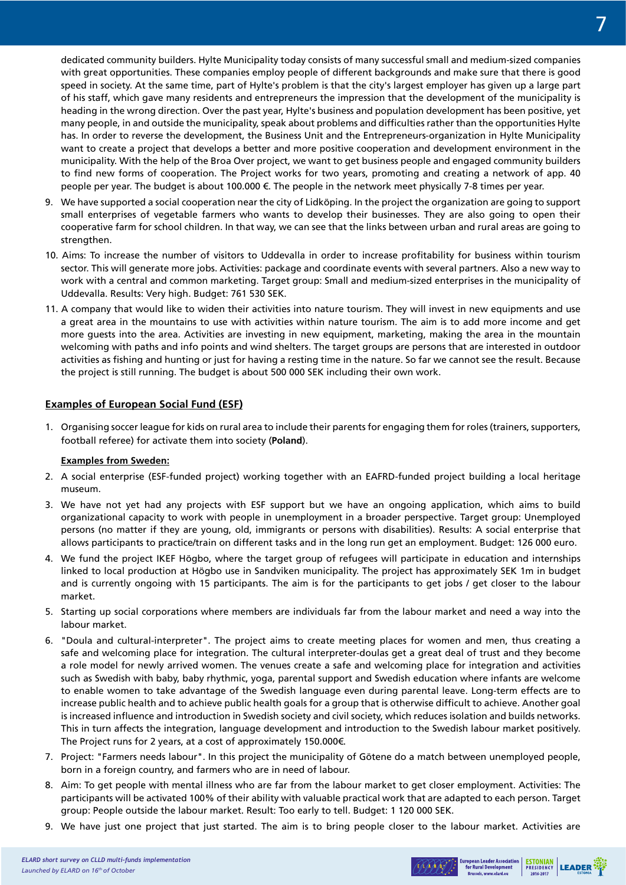dedicated community builders. Hylte Municipality today consists of many successful small and medium-sized companies with great opportunities. These companies employ people of different backgrounds and make sure that there is good speed in society. At the same time, part of Hylte's problem is that the city's largest employer has given up a large part of his staff, which gave many residents and entrepreneurs the impression that the development of the municipality is heading in the wrong direction. Over the past year, Hylte's business and population development has been positive, yet many people, in and outside the municipality, speak about problems and difficulties rather than the opportunities Hylte has. In order to reverse the development, the Business Unit and the Entrepreneurs-organization in Hylte Municipality want to create a project that develops a better and more positive cooperation and development environment in the municipality. With the help of the Broa Over project, we want to get business people and engaged community builders to find new forms of cooperation. The Project works for two years, promoting and creating a network of app. 40 people per year. The budget is about 100.000 €. The people in the network meet physically 7-8 times per year.

9. We have supported a social cooperation near the city of Lidköping. In the project the organization are going to support small enterprises of vegetable farmers who wants to develop their businesses. They are also going to open their cooperative farm for school children. In that way, we can see that the links between urban and rural areas are going to strengthen.
10. Aims: To increase the number of visitors to Uddevalla in order to increase profitability for business within tourism sector. This will generate more jobs. Activities: package and coordinate events with several partners. Also a new way to work with a central and common marketing. Target group: Small and medium-sized enterprises in the municipality of Uddevalla. Results: Very high. Budget: 761 530 SEK.
11. A company that would like to widen their activities into nature tourism. They will invest in new equipments and use a great area in the mountains to use with activities within nature tourism. The aim is to add more income and get more guests into the area. Activities are investing in new equipment, marketing, making the area in the mountain welcoming with paths and info points and wind shelters. The target groups are persons that are interested in outdoor activities as fishing and hunting or just for having a resting time in the nature. So far we cannot see the result. Because the project is still running. The budget is about 500 000 SEK including their own work.

**Examples of European Social Fund (ESF)**

1. Organising soccer league for kids on rural area to include their parents for engaging them for roles (trainers, supporters, football referee) for activate them into society (**Poland**).

**Examples from Sweden:**

2. A social enterprise (ESF-funded project) working together with an EAFRD-funded project building a local heritage museum.
3. We have not yet had any projects with ESF support but we have an ongoing application, which aims to build organizational capacity to work with people in unemployment in a broader perspective. Target group: Unemployed persons (no matter if they are young, old, immigrants or persons with disabilities). Results: A social enterprise that allows participants to practice/train on different tasks and in the long run get an employment. Budget: 126 000 euro.
4. We fund the project IKEF Högbo, where the target group of refugees will participate in education and internships linked to local production at Högbo use in Sandviken municipality. The project has approximately SEK 1m in budget and is currently ongoing with 15 participants. The aim is for the participants to get jobs / get closer to the labour market.
5. Starting up social corporations where members are individuals far from the labour market and need a way into the labour market.
6. "Doula and cultural-interpreter". The project aims to create meeting places for women and men, thus creating a safe and welcoming place for integration. The cultural interpreter-doulas get a great deal of trust and they become a role model for newly arrived women. The venues create a safe and welcoming place for integration and activities such as Swedish with baby, baby rhythmic, yoga, parental support and Swedish education where infants are welcome to enable women to take advantage of the Swedish language even during parental leave. Long-term effects are to increase public health and to achieve public health goals for a group that is otherwise difficult to achieve. Another goal is increased influence and introduction in Swedish society and civil society, which reduces isolation and builds networks. This in turn affects the integration, language development and introduction to the Swedish labour market positively. The Project runs for 2 years, at a cost of approximately 150.000€.
7. Project: "Farmers needs labour". In this project the municipality of Götene do a match between unemployed people, born in a foreign country, and farmers who are in need of labour.
8. Aim: To get people with mental illness who are far from the labour market to get closer employment. Activities: The participants will be activated 100% of their ability with valuable practical work that are adapted to each person. Target group: People outside the labour market. Result: Too early to tell. Budget: 1 120 000 SEK.
9. We have just one project that just started. The aim is to bring people closer to the labour market. Activities are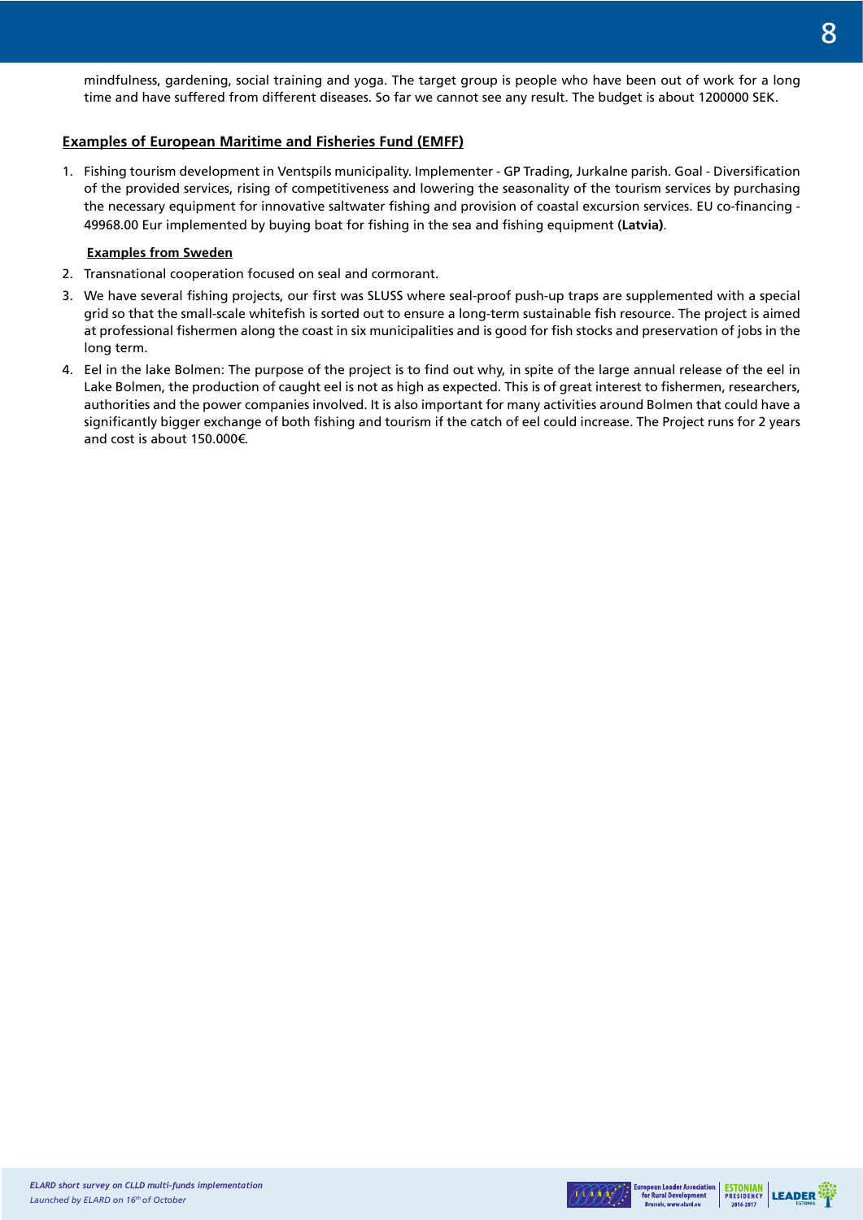mindfulness, gardening, social training and yoga. The target group is people who have been out of work for a long time and have suffered from different diseases. So far we cannot see any result. The budget is about 1200000 SEK.

**Examples of European Maritime and Fisheries Fund (EMFF)**

1. Fishing tourism development in Ventspils municipality. Implementer - GP Trading, Jurkalne parish. Goal - Diversification of the provided services, rising of competitiveness and lowering the seasonality of the tourism services by purchasing the necessary equipment for innovative saltwater fishing and provision of coastal excursion services. EU co-financing - 49968.00 Eur implemented by buying boat for fishing in the sea and fishing equipment (**Latvia)**.

**Examples from Sweden**

2. Transnational cooperation focused on seal and cormorant.
3. We have several fishing projects, our first was SLUSS where seal-proof push-up traps are supplemented with a special grid so that the small-scale whitefish is sorted out to ensure a long-term sustainable fish resource. The project is aimed at professional fishermen along the coast in six municipalities and is good for fish stocks and preservation of jobs in the long term.
4. Eel in the lake Bolmen: The purpose of the project is to find out why, in spite of the large annual release of the eel in Lake Bolmen, the production of caught eel is not as high as expected. This is of great interest to fishermen, researchers, authorities and the power companies involved. It is also important for many activities around Bolmen that could have a significantly bigger exchange of both fishing and tourism if the catch of eel could increase. The Project runs for 2 years and cost is about 150.000€.